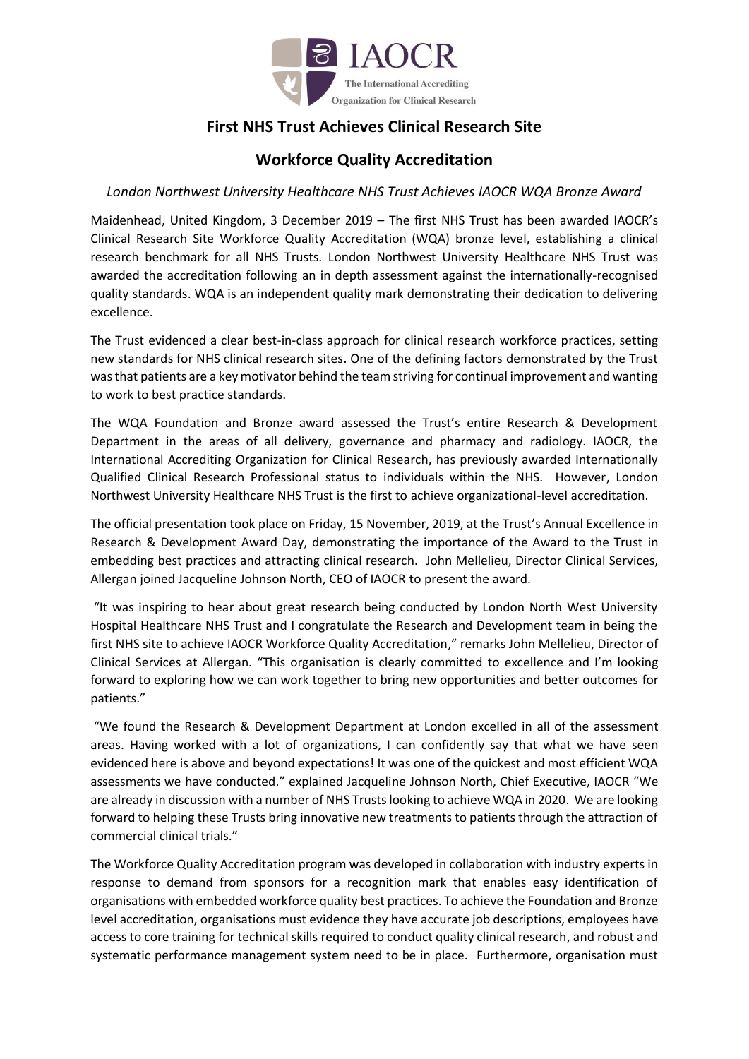# First NHS Trust Achieves Clinical Research Site Workforce Quality Accreditation

*London Northwest University Healthcare NHS Trust Achieves IAOCR WQA Bronze Award*

Maidenhead, United Kingdom, 3 December 2019 – The first NHS Trust has been awarded IAOCR's Clinical Research Site Workforce Quality Accreditation (WQA) bronze level, establishing a clinical research benchmark for all NHS Trusts. London Northwest University Healthcare NHS Trust was awarded the accreditation following an in depth assessment against the internationally-recognised quality standards. WQA is an independent quality mark demonstrating their dedication to delivering excellence.

The Trust evidenced a clear best-in-class approach for clinical research workforce practices, setting new standards for NHS clinical research sites. One of the defining factors demonstrated by the Trust was that patients are a key motivator behind the team striving for continual improvement and wanting to work to best practice standards.

The WQA Foundation and Bronze award assessed the Trust's entire Research & Development Department in the areas of all delivery, governance and pharmacy and radiology. IAOCR, the International Accrediting Organization for Clinical Research, has previously awarded Internationally Qualified Clinical Research Professional status to individuals within the NHS. However, London Northwest University Healthcare NHS Trust is the first to achieve organizational-level accreditation.

The official presentation took place on Friday, 15 November, 2019, at the Trust's Annual Excellence in Research & Development Award Day, demonstrating the importance of the Award to the Trust in embedding best practices and attracting clinical research. John Mellelieu, Director Clinical Services, Allergan joined Jacqueline Johnson North, CEO of IAOCR to present the award.

"It was inspiring to hear about great research being conducted by London North West University Hospital Healthcare NHS Trust and I congratulate the Research and Development team in being the first NHS site to achieve IAOCR Workforce Quality Accreditation," remarks John Mellelieu, Director of Clinical Services at Allergan. "This organisation is clearly committed to excellence and I'm looking forward to exploring how we can work together to bring new opportunities and better outcomes for patients."

"We found the Research & Development Department at London excelled in all of the assessment areas. Having worked with a lot of organizations, I can confidently say that what we have seen evidenced here is above and beyond expectations! It was one of the quickest and most efficient WQA assessments we have conducted." explained Jacqueline Johnson North, Chief Executive, IAOCR "We are already in discussion with a number of NHS Trusts looking to achieve WQA in 2020. We are looking forward to helping these Trusts bring innovative new treatments to patients through the attraction of commercial clinical trials."

The Workforce Quality Accreditation program was developed in collaboration with industry experts in response to demand from sponsors for a recognition mark that enables easy identification of organisations with embedded workforce quality best practices. To achieve the Foundation and Bronze level accreditation, organisations must evidence they have accurate job descriptions, employees have access to core training for technical skills required to conduct quality clinical research, and robust and systematic performance management system need to be in place. Furthermore, organisation must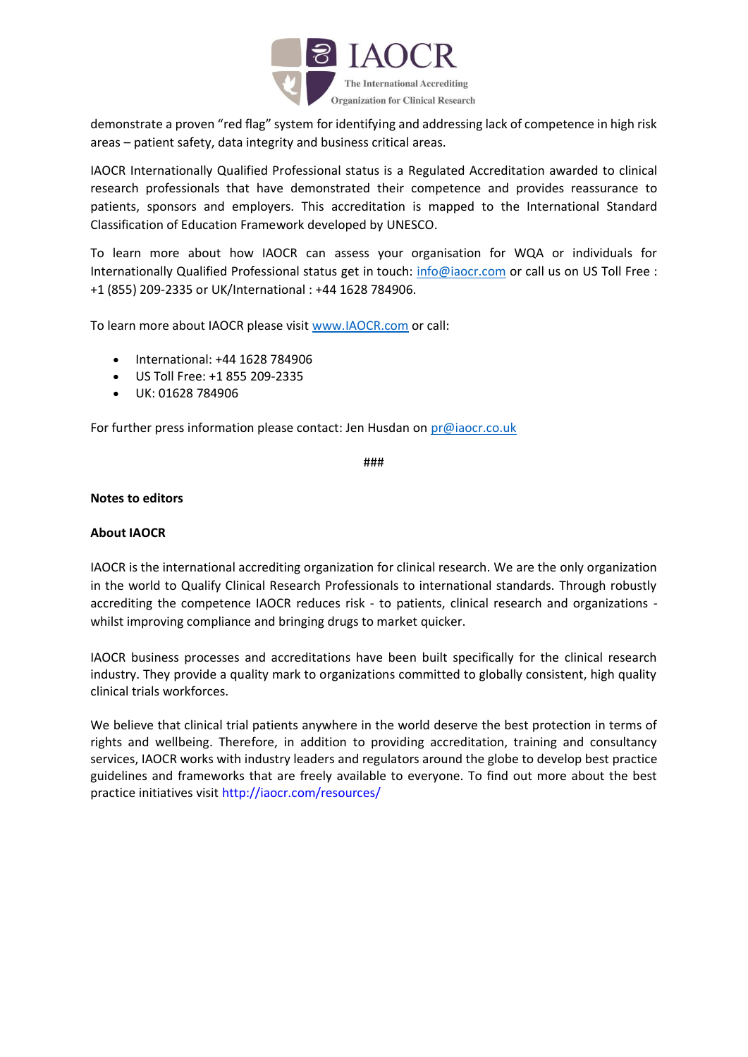demonstrate a proven "red flag" system for identifying and addressing lack of competence in high risk areas – patient safety, data integrity and business critical areas.

IAOCR Internationally Qualified Professional status is a Regulated Accreditation awarded to clinical research professionals that have demonstrated their competence and provides reassurance to patients, sponsors and employers. This accreditation is mapped to the International Standard Classification of Education Framework developed by UNESCO.

To learn more about how IAOCR can assess your organisation for WQA or individuals for Internationally Qualified Professional status get in touch: info@iaocr.com or call us on US Toll Free : +1 (855) 209-2335 or UK/International : +44 1628 784906.

To learn more about IAOCR please visit www.IAOCR.com or call:

- International: +44 1628 784906
- US Toll Free: +1 855 209-2335
- UK: 01628 784906

For further press information please contact: Jen Husdan on pr@iaocr.co.uk

###

**Notes to editors**

**About IAOCR**

IAOCR is the international accrediting organization for clinical research. We are the only organization in the world to Qualify Clinical Research Professionals to international standards. Through robustly accrediting the competence IAOCR reduces risk - to patients, clinical research and organizations - whilst improving compliance and bringing drugs to market quicker.

IAOCR business processes and accreditations have been built specifically for the clinical research industry. They provide a quality mark to organizations committed to globally consistent, high quality clinical trials workforces.

We believe that clinical trial patients anywhere in the world deserve the best protection in terms of rights and wellbeing. Therefore, in addition to providing accreditation, training and consultancy services, IAOCR works with industry leaders and regulators around the globe to develop best practice guidelines and frameworks that are freely available to everyone. To find out more about the best practice initiatives visit http://iaocr.com/resources/